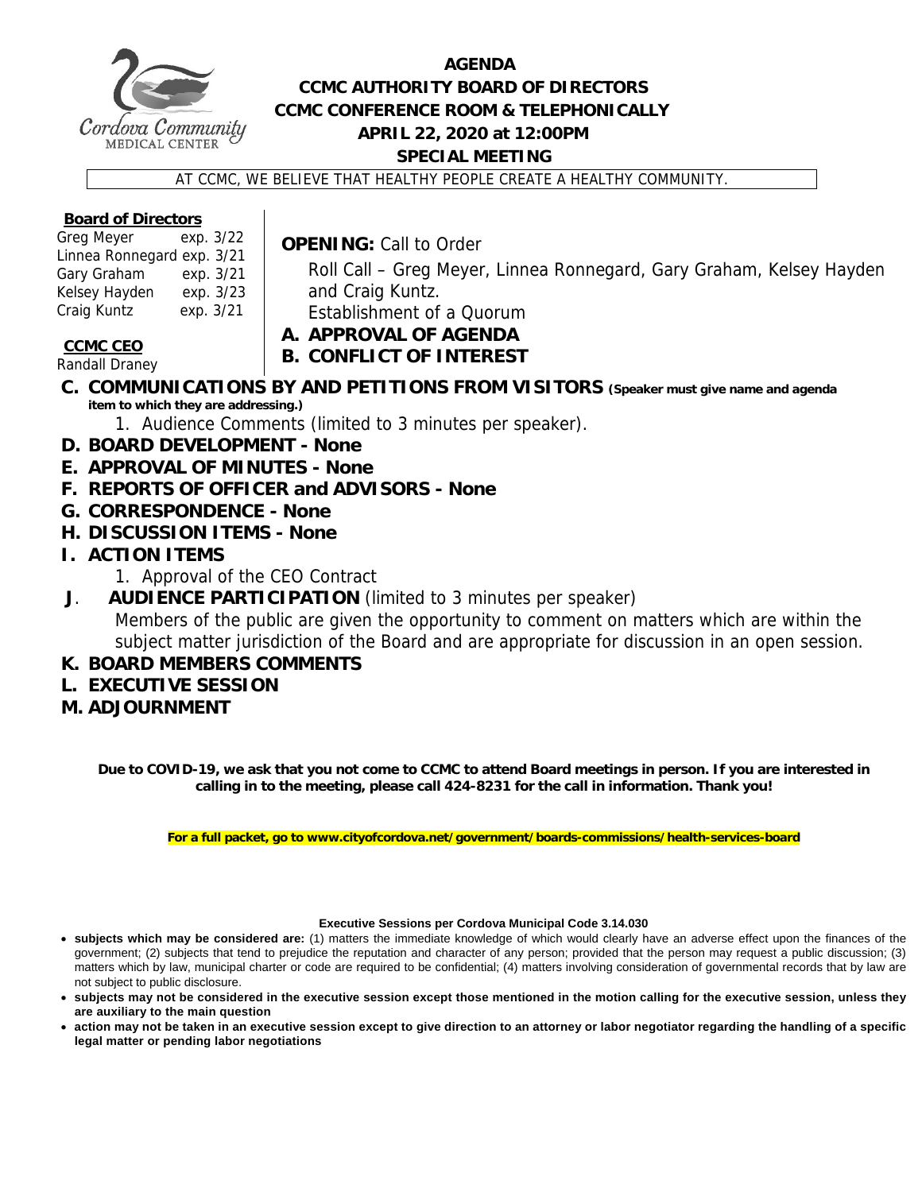# AGENDA
## CCMC AUTHORITY BOARD OF DIRECTORS
## CCMC CONFERENCE ROOM & TELEPHONICALLY
## APRIL 22, 2020 at 12:00PM
## SPECIAL MEETING

AT CCMC, WE BELIEVE THAT HEALTHY PEOPLE CREATE A HEALTHY COMMUNITY.

**Board of Directors**

| | |
|---|---|
| Greg Meyer | exp. 3/22 |
| Linnea Ronnegard | exp. 3/21 |
| Gary Graham | exp. 3/21 |
| Kelsey Hayden | exp. 3/23 |
| Craig Kuntz | exp. 3/21 |

**CCMC CEO**
Randall Draney

**OPENING:** Call to Order

Roll Call – Greg Meyer, Linnea Ronnegard, Gary Graham, Kelsey Hayden and Craig Kuntz.

Establishment of a Quorum

**A. APPROVAL OF AGENDA**

**B. CONFLICT OF INTEREST**

**C. COMMUNICATIONS BY AND PETITIONS FROM VISITORS (Speaker must give name and agenda item to which they are addressing.)**

1. Audience Comments (limited to 3 minutes per speaker).

**D. BOARD DEVELOPMENT - None**

**E. APPROVAL OF MINUTES - None**

**F. REPORTS OF OFFICER and ADVISORS - None**

**G. CORRESPONDENCE - None**

**H. DISCUSSION ITEMS - None**

**I. ACTION ITEMS**

1. Approval of the CEO Contract

**J. AUDIENCE PARTICIPATION** (limited to 3 minutes per speaker)

Members of the public are given the opportunity to comment on matters which are within the subject matter jurisdiction of the Board and are appropriate for discussion in an open session.

**K. BOARD MEMBERS COMMENTS**

**L. EXECUTIVE SESSION**

**M. ADJOURNMENT**

**Due to COVID-19, we ask that you not come to CCMC to attend Board meetings in person. If you are interested in calling in to the meeting, please call 424-8231 for the call in information. Thank you!**

**For a full packet, go to www.cityofcordova.net/government/boards-commissions/health-services-board**

**Executive Sessions per Cordova Municipal Code 3.14.030**

- **subjects which may be considered are:** (1) matters the immediate knowledge of which would clearly have an adverse effect upon the finances of the government; (2) subjects that tend to prejudice the reputation and character of any person; provided that the person may request a public discussion; (3) matters which by law, municipal charter or code are required to be confidential; (4) matters involving consideration of governmental records that by law are not subject to public disclosure.
- **subjects may not be considered in the executive session except those mentioned in the motion calling for the executive session, unless they are auxiliary to the main question**
- **action may not be taken in an executive session except to give direction to an attorney or labor negotiator regarding the handling of a specific legal matter or pending labor negotiations**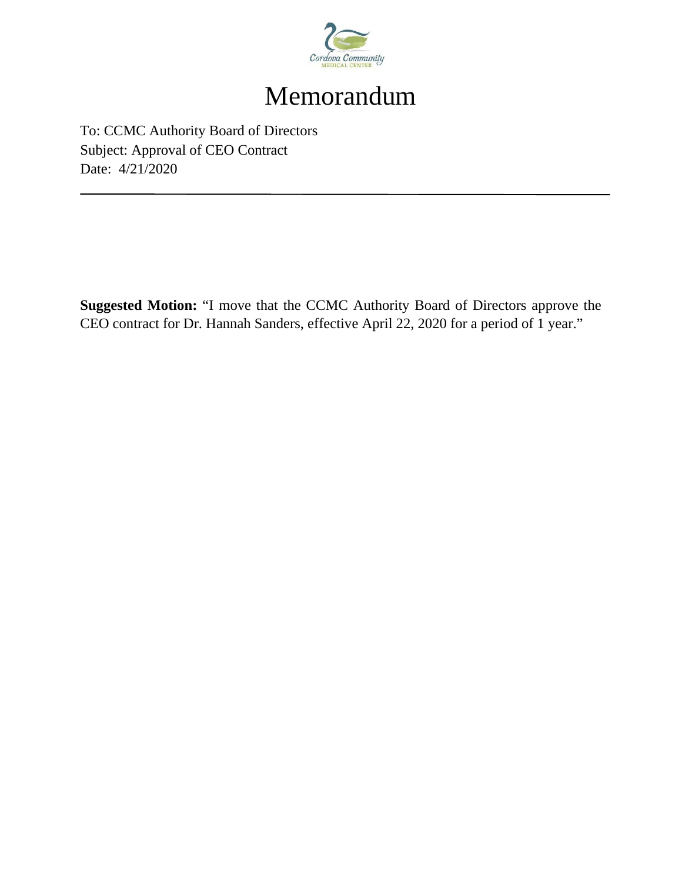# Memorandum

To: CCMC Authority Board of Directors
Subject: Approval of CEO Contract
Date: 4/21/2020

---

**Suggested Motion:** "I move that the CCMC Authority Board of Directors approve the CEO contract for Dr. Hannah Sanders, effective April 22, 2020 for a period of 1 year."